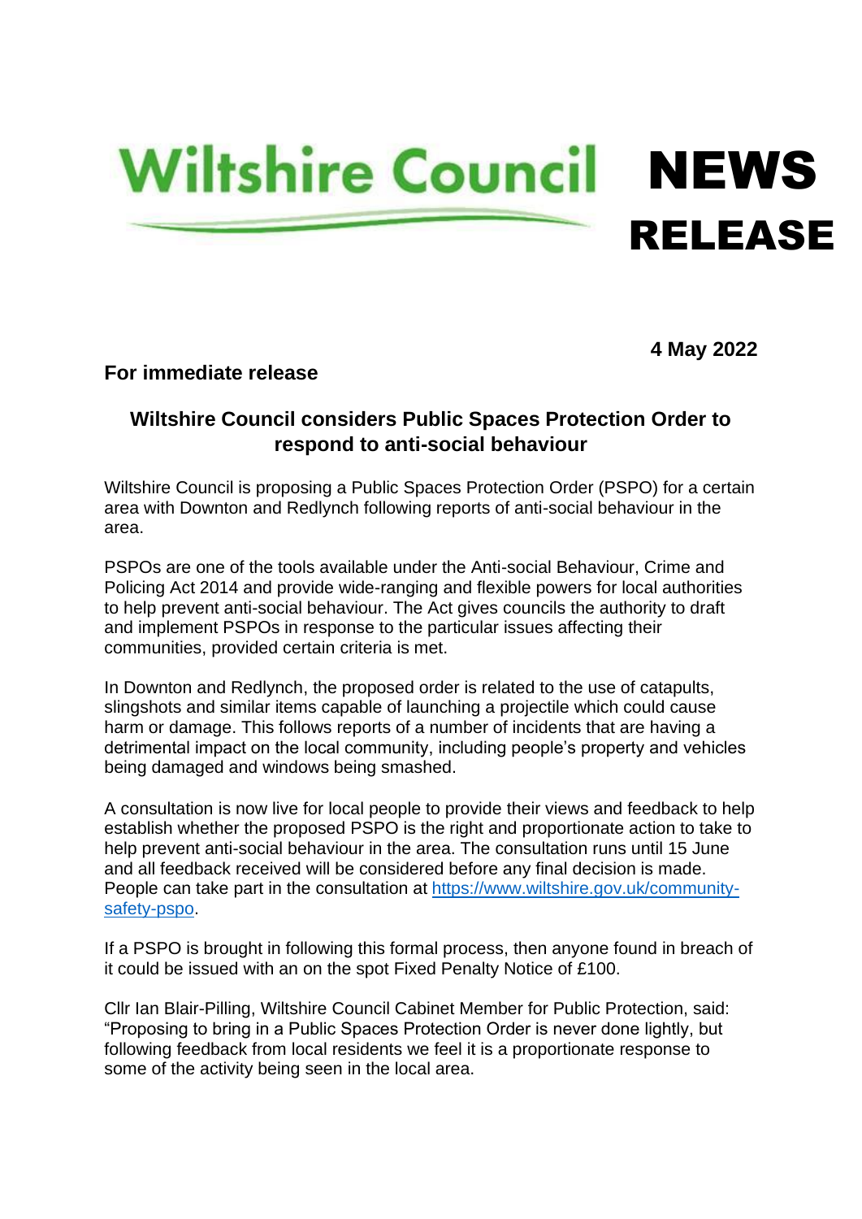# Wiltshire Council NEWS RELEASE

**4 May 2022**

**For immediate release**

## Wiltshire Council considers Public Spaces Protection Order to respond to anti-social behaviour

Wiltshire Council is proposing a Public Spaces Protection Order (PSPO) for a certain area with Downton and Redlynch following reports of anti-social behaviour in the area.

PSPOs are one of the tools available under the Anti-social Behaviour, Crime and Policing Act 2014 and provide wide-ranging and flexible powers for local authorities to help prevent anti-social behaviour. The Act gives councils the authority to draft and implement PSPOs in response to the particular issues affecting their communities, provided certain criteria is met.

In Downton and Redlynch, the proposed order is related to the use of catapults, slingshots and similar items capable of launching a projectile which could cause harm or damage. This follows reports of a number of incidents that are having a detrimental impact on the local community, including people's property and vehicles being damaged and windows being smashed.

A consultation is now live for local people to provide their views and feedback to help establish whether the proposed PSPO is the right and proportionate action to take to help prevent anti-social behaviour in the area. The consultation runs until 15 June and all feedback received will be considered before any final decision is made. People can take part in the consultation at [https://www.wiltshire.gov.uk/community-safety-pspo](https://www.wiltshire.gov.uk/community-safety-pspo).

If a PSPO is brought in following this formal process, then anyone found in breach of it could be issued with an on the spot Fixed Penalty Notice of £100.

Cllr Ian Blair-Pilling, Wiltshire Council Cabinet Member for Public Protection, said: "Proposing to bring in a Public Spaces Protection Order is never done lightly, but following feedback from local residents we feel it is a proportionate response to some of the activity being seen in the local area.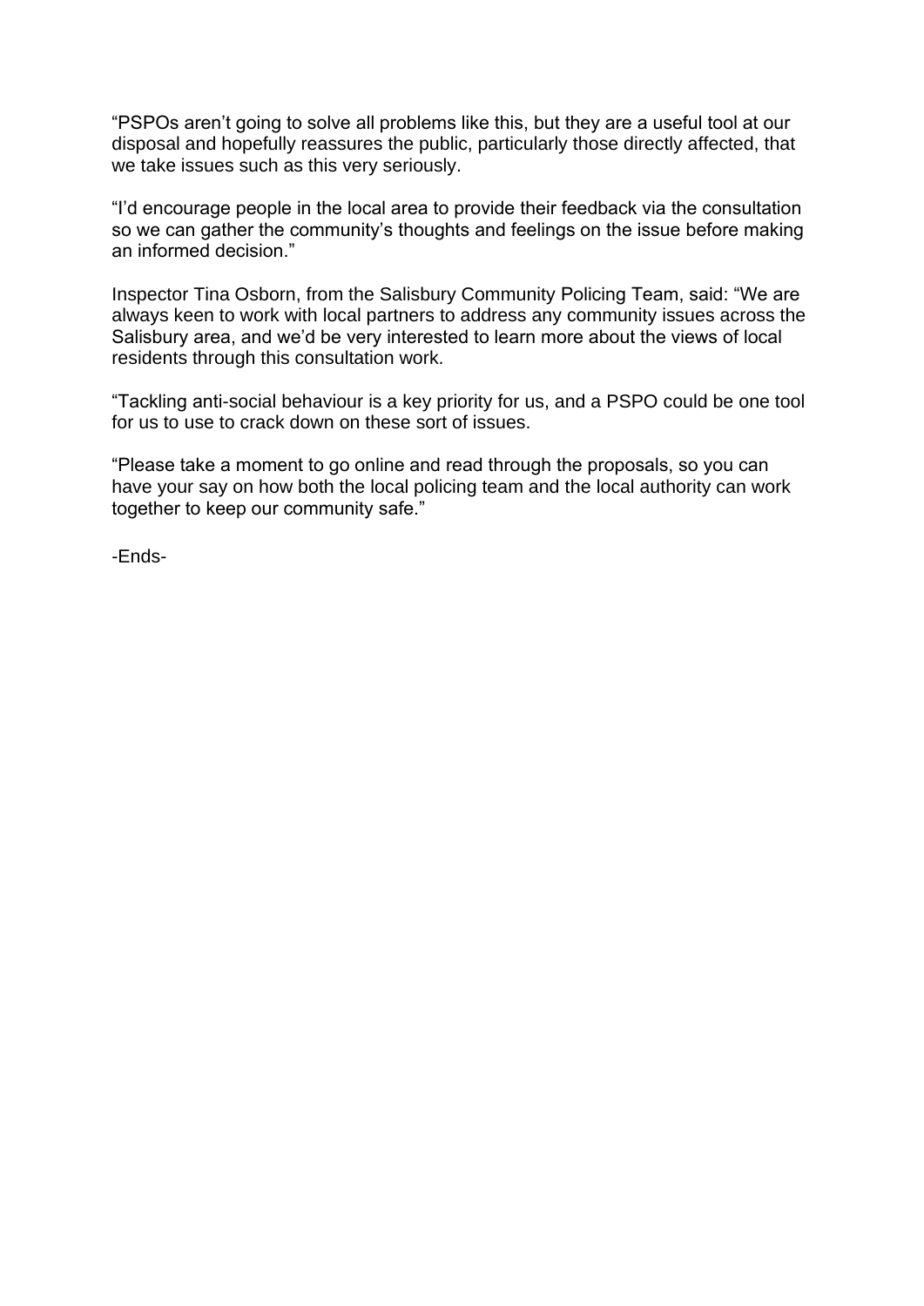“PSPOs aren’t going to solve all problems like this, but they are a useful tool at our disposal and hopefully reassures the public, particularly those directly affected, that we take issues such as this very seriously.

“I’d encourage people in the local area to provide their feedback via the consultation so we can gather the community’s thoughts and feelings on the issue before making an informed decision.”

Inspector Tina Osborn, from the Salisbury Community Policing Team, said: “We are always keen to work with local partners to address any community issues across the Salisbury area, and we’d be very interested to learn more about the views of local residents through this consultation work.

“Tackling anti-social behaviour is a key priority for us, and a PSPO could be one tool for us to use to crack down on these sort of issues.

“Please take a moment to go online and read through the proposals, so you can have your say on how both the local policing team and the local authority can work together to keep our community safe.”

-Ends-